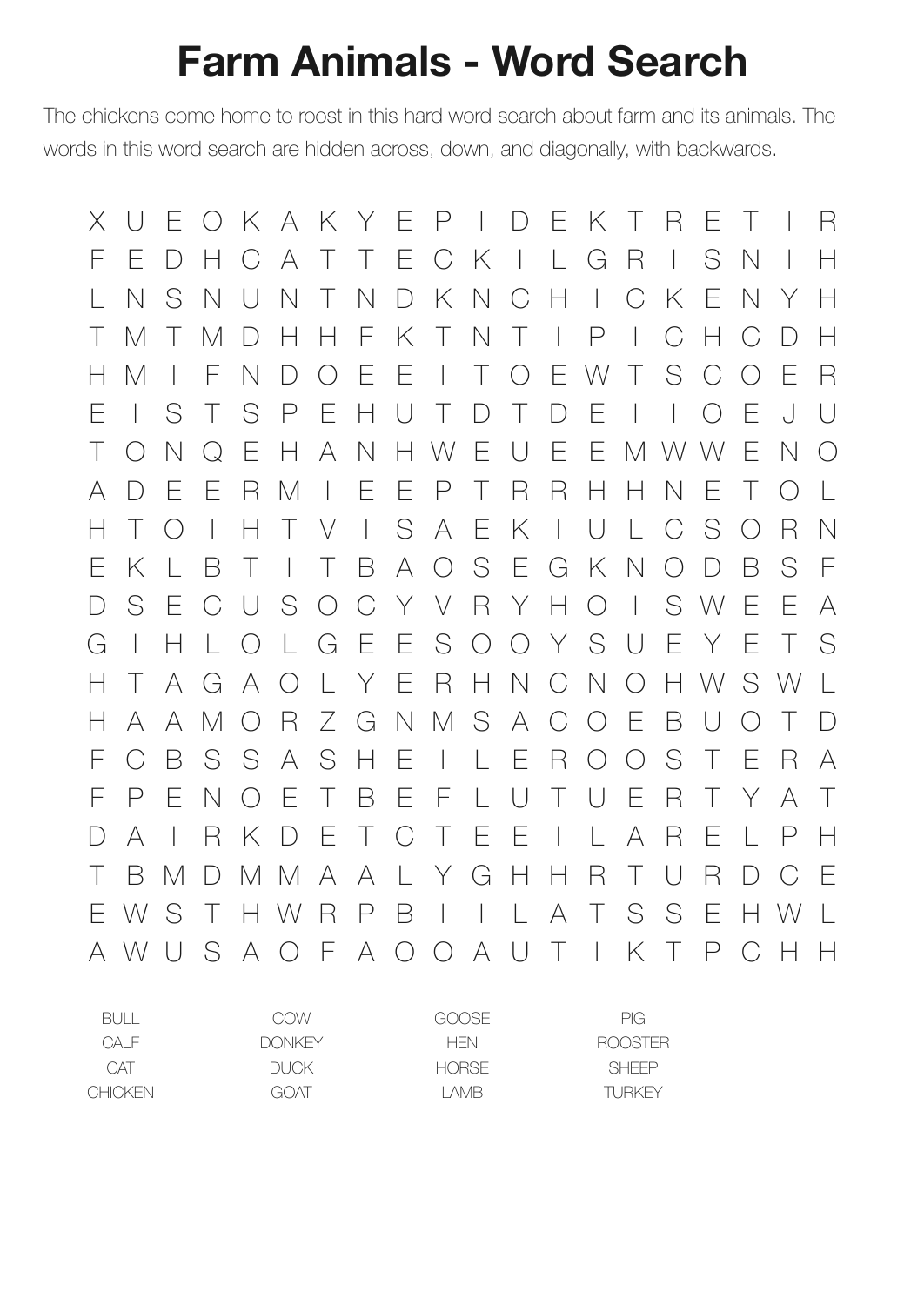# Farm Animals - Word Search

The chickens come home to roost in this hard word search about farm and its animals. The words in this word search are hidden across, down, and diagonally, with backwards.

```
X U E O K A K Y E P I D E K T R E T I R
F E D H C A T T E C K I L G R I S N I H
L N S N U N T N D K N C H I C K E N Y H
T M T M D H H F K T N T I P I C H C D H
H M I F N D O E E I T O E W T S C O E R
E I S T S P E H U T D T D E I I O E J U
T O N Q E H A N H W E U E E M W W E N O
A D E E R M I E E P T R R H H N E T O L
H T O I H T V I S A E K I U L C S O R N
E K L B T I T B A O S E G K N O D B S F
D S E C U S O C Y V R Y H O I S W E E A
G I H L O L G E E S O O Y S U E Y E T S
H T A G A O L Y E R H N C N O H W S W L
H A A M O R Z G N M S A C O E B U O T D
F C B S S A S H E I L E R O O S T E R A
F P E N O E T B E F L U T U E R T Y A T
D A I R K D E T C T E E I L A R E L P H
T B M D M M A A L Y G H H R T U R D C E
E W S T H W R P B I I L A T S S E H W L
A W U S A O F A O O A U T I K T P C H H
```

| | | | |
|---|---|---|---|
| BULL | COW | GOOSE | PIG |
| CALF | DONKEY | HEN | ROOSTER |
| CAT | DUCK | HORSE | SHEEP |
| CHICKEN | GOAT | LAMB | TURKEY |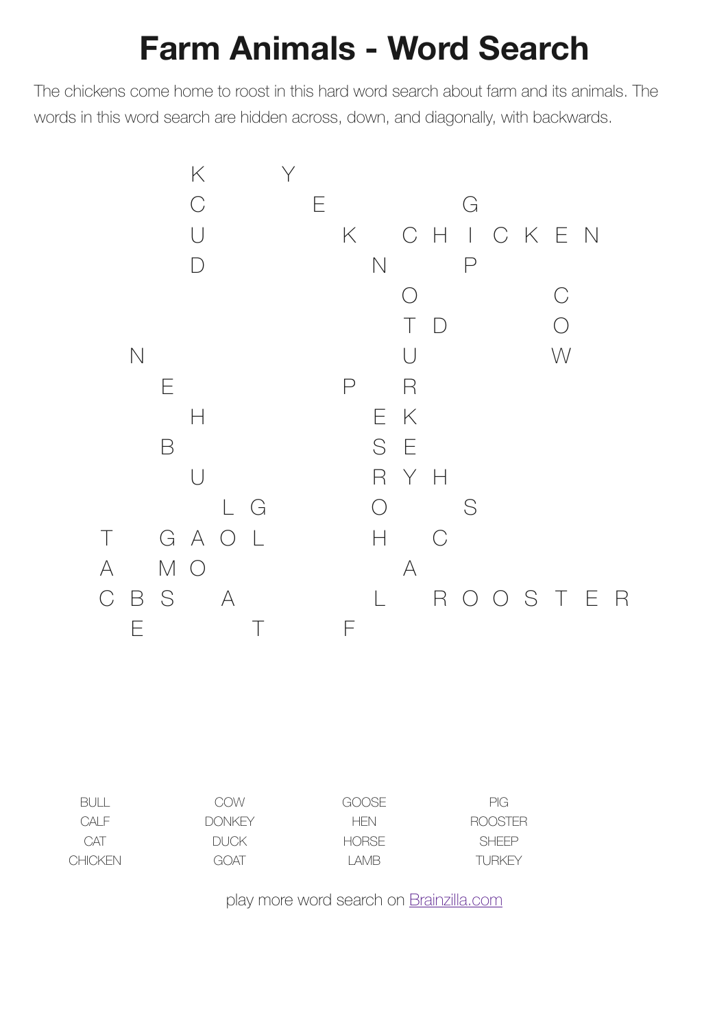# Farm Animals - Word Search

The chickens come home to roost in this hard word search about farm and its animals. The words in this word search are hidden across, down, and diagonally, with backwards.

```
      K     Y
      C       E         G
      U         K   C H I C K E N
      D           N     P
                    O         C
                    T D       O
  N                 U         W
    E           P   R
      H           E K
    B             S E
      U           R Y H
        L G       O     S
T   G A O L       H   C
A   M O             A
C B S   A         L   R O O S T E R
  E       T     F
```

| | | | |
|---|---|---|---|
| BULL | COW | GOOSE | PIG |
| CALF | DONKEY | HEN | ROOSTER |
| CAT | DUCK | HORSE | SHEEP |
| CHICKEN | GOAT | LAMB | TURKEY |

play more word search on Brainzilla.com